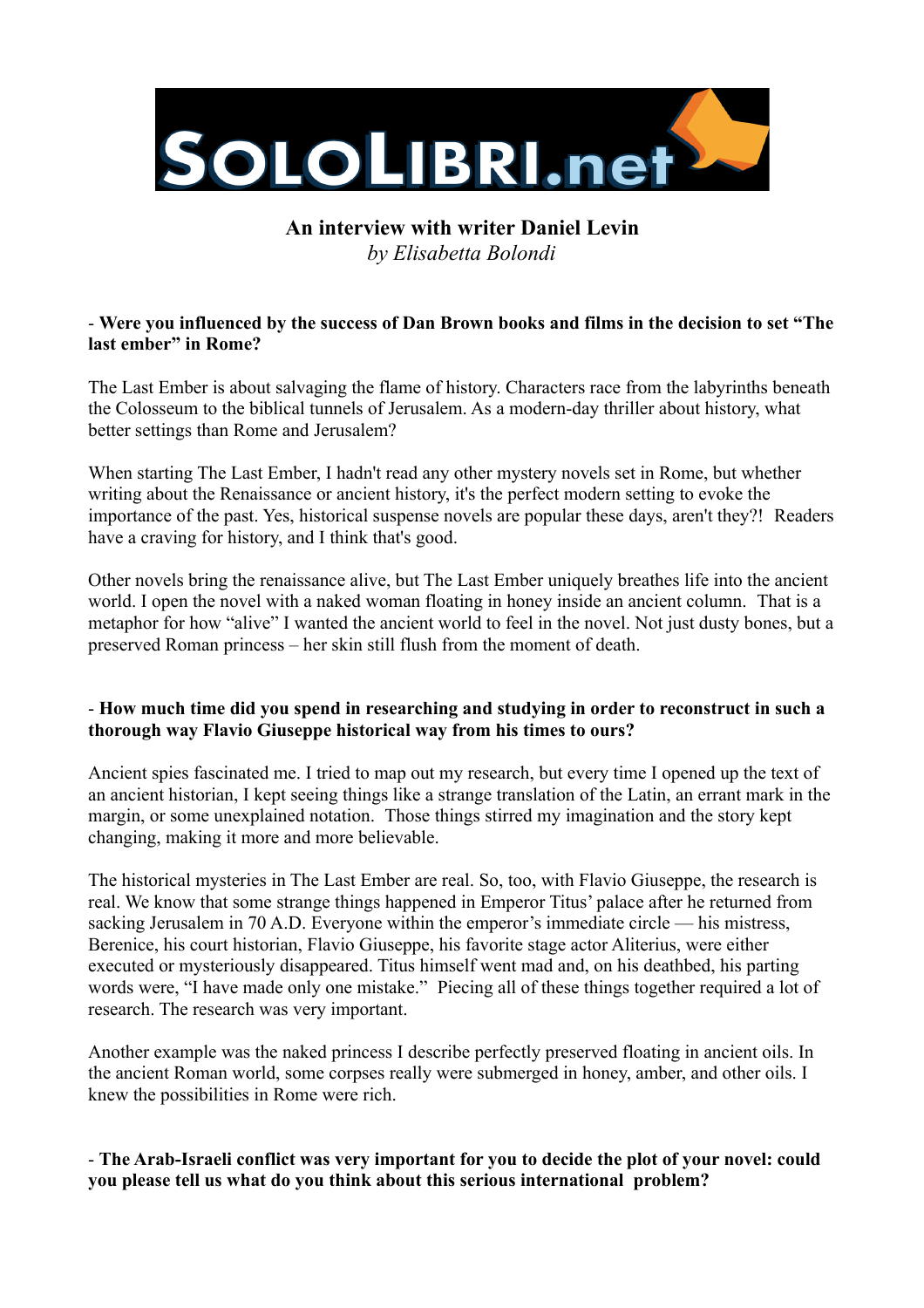# An interview with writer Daniel Levin

*by Elisabetta Bolondi*

- **Were you influenced by the success of Dan Brown books and films in the decision to set "The last ember" in Rome?**

The Last Ember is about salvaging the flame of history. Characters race from the labyrinths beneath the Colosseum to the biblical tunnels of Jerusalem. As a modern-day thriller about history, what better settings than Rome and Jerusalem?

When starting The Last Ember, I hadn't read any other mystery novels set in Rome, but whether writing about the Renaissance or ancient history, it's the perfect modern setting to evoke the importance of the past. Yes, historical suspense novels are popular these days, aren't they?! Readers have a craving for history, and I think that's good.

Other novels bring the renaissance alive, but The Last Ember uniquely breathes life into the ancient world. I open the novel with a naked woman floating in honey inside an ancient column. That is a metaphor for how "alive" I wanted the ancient world to feel in the novel. Not just dusty bones, but a preserved Roman princess – her skin still flush from the moment of death.

- **How much time did you spend in researching and studying in order to reconstruct in such a thorough way Flavio Giuseppe historical way from his times to ours?**

Ancient spies fascinated me. I tried to map out my research, but every time I opened up the text of an ancient historian, I kept seeing things like a strange translation of the Latin, an errant mark in the margin, or some unexplained notation. Those things stirred my imagination and the story kept changing, making it more and more believable.

The historical mysteries in The Last Ember are real. So, too, with Flavio Giuseppe, the research is real. We know that some strange things happened in Emperor Titus' palace after he returned from sacking Jerusalem in 70 A.D. Everyone within the emperor's immediate circle — his mistress, Berenice, his court historian, Flavio Giuseppe, his favorite stage actor Aliterius, were either executed or mysteriously disappeared. Titus himself went mad and, on his deathbed, his parting words were, "I have made only one mistake." Piecing all of these things together required a lot of research. The research was very important.

Another example was the naked princess I describe perfectly preserved floating in ancient oils. In the ancient Roman world, some corpses really were submerged in honey, amber, and other oils. I knew the possibilities in Rome were rich.

- **The Arab-Israeli conflict was very important for you to decide the plot of your novel: could you please tell us what do you think about this serious international problem?**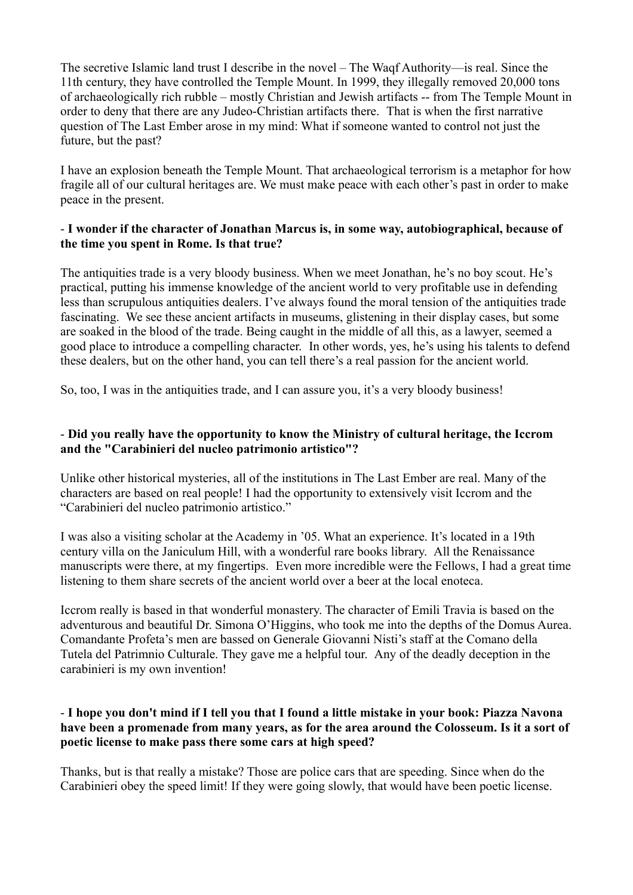The secretive Islamic land trust I describe in the novel – The Waqf Authority—is real. Since the 11th century, they have controlled the Temple Mount. In 1999, they illegally removed 20,000 tons of archaeologically rich rubble – mostly Christian and Jewish artifacts -- from The Temple Mount in order to deny that there are any Judeo-Christian artifacts there. That is when the first narrative question of The Last Ember arose in my mind: What if someone wanted to control not just the future, but the past?

I have an explosion beneath the Temple Mount. That archaeological terrorism is a metaphor for how fragile all of our cultural heritages are. We must make peace with each other's past in order to make peace in the present.

- **I wonder if the character of Jonathan Marcus is, in some way, autobiographical, because of the time you spent in Rome. Is that true?**

The antiquities trade is a very bloody business. When we meet Jonathan, he's no boy scout. He's practical, putting his immense knowledge of the ancient world to very profitable use in defending less than scrupulous antiquities dealers. I've always found the moral tension of the antiquities trade fascinating. We see these ancient artifacts in museums, glistening in their display cases, but some are soaked in the blood of the trade. Being caught in the middle of all this, as a lawyer, seemed a good place to introduce a compelling character. In other words, yes, he's using his talents to defend these dealers, but on the other hand, you can tell there's a real passion for the ancient world.

So, too, I was in the antiquities trade, and I can assure you, it's a very bloody business!

- **Did you really have the opportunity to know the Ministry of cultural heritage, the Iccrom and the "Carabinieri del nucleo patrimonio artistico"?**

Unlike other historical mysteries, all of the institutions in The Last Ember are real. Many of the characters are based on real people! I had the opportunity to extensively visit Iccrom and the "Carabinieri del nucleo patrimonio artistico."

I was also a visiting scholar at the Academy in '05. What an experience. It's located in a 19th century villa on the Janiculum Hill, with a wonderful rare books library. All the Renaissance manuscripts were there, at my fingertips. Even more incredible were the Fellows, I had a great time listening to them share secrets of the ancient world over a beer at the local enoteca.

Iccrom really is based in that wonderful monastery. The character of Emili Travia is based on the adventurous and beautiful Dr. Simona O'Higgins, who took me into the depths of the Domus Aurea. Comandante Profeta's men are bassed on Generale Giovanni Nisti's staff at the Comano della Tutela del Patrimnio Culturale. They gave me a helpful tour. Any of the deadly deception in the carabinieri is my own invention!

- **I hope you don't mind if I tell you that I found a little mistake in your book: Piazza Navona have been a promenade from many years, as for the area around the Colosseum. Is it a sort of poetic license to make pass there some cars at high speed?**

Thanks, but is that really a mistake? Those are police cars that are speeding. Since when do the Carabinieri obey the speed limit! If they were going slowly, that would have been poetic license.